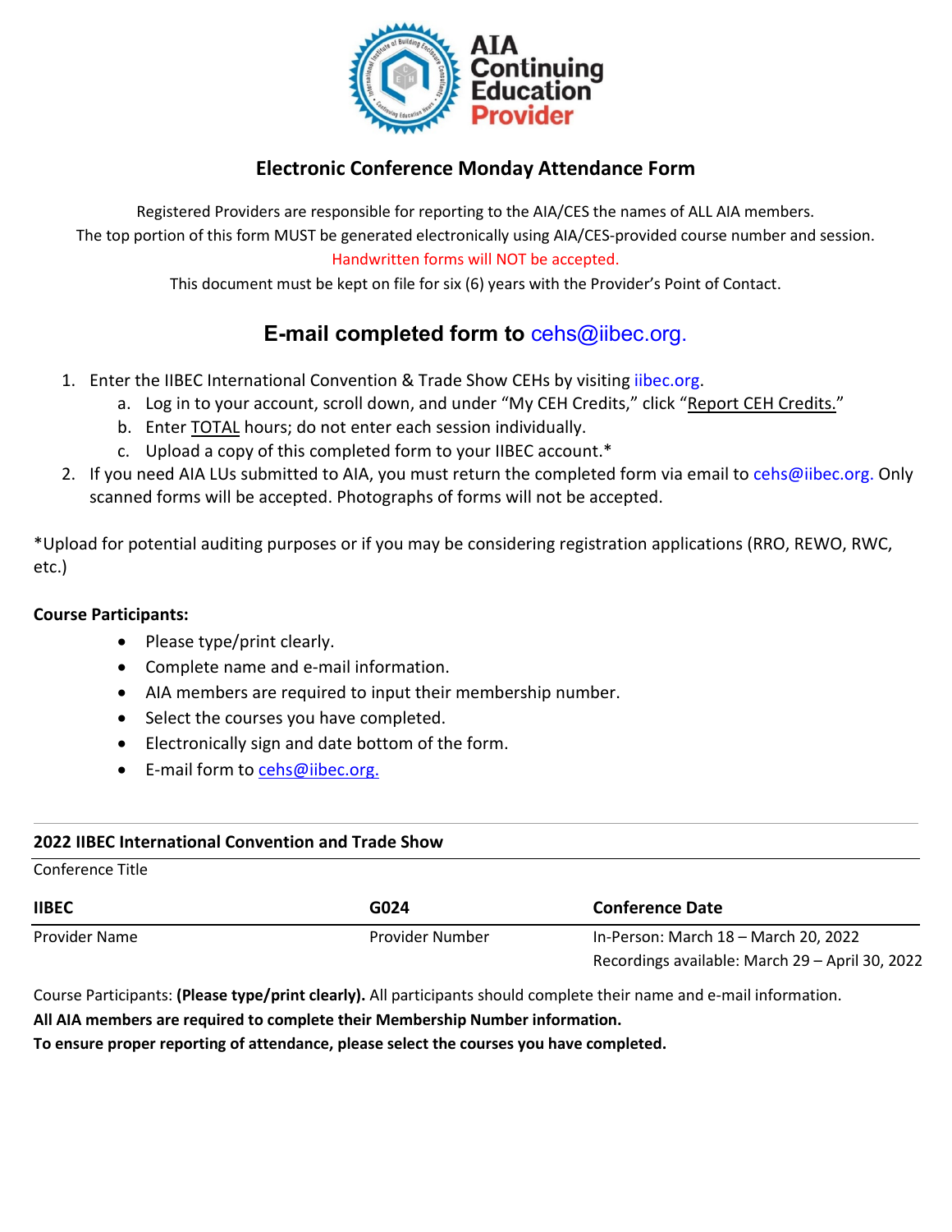AIA Continuing Education Provider

# Electronic Conference Monday Attendance Form

Registered Providers are responsible for reporting to the AIA/CES the names of ALL AIA members.
The top portion of this form MUST be generated electronically using AIA/CES-provided course number and session.
Handwritten forms will NOT be accepted.
This document must be kept on file for six (6) years with the Provider's Point of Contact.

## E-mail completed form to cehs@iibec.org.

1. Enter the IIBEC International Convention & Trade Show CEHs by visiting iibec.org.
   a. Log in to your account, scroll down, and under "My CEH Credits," click "Report CEH Credits."
   b. Enter TOTAL hours; do not enter each session individually.
   c. Upload a copy of this completed form to your IIBEC account.*
2. If you need AIA LUs submitted to AIA, you must return the completed form via email to cehs@iibec.org. Only scanned forms will be accepted. Photographs of forms will not be accepted.

*Upload for potential auditing purposes or if you may be considering registration applications (RRO, REWO, RWC, etc.)

**Course Participants:**

- Please type/print clearly.
- Complete name and e-mail information.
- AIA members are required to input their membership number.
- Select the courses you have completed.
- Electronically sign and date bottom of the form.
- E-mail form to cehs@iibec.org.

**2022 IIBEC International Convention and Trade Show**
Conference Title

| **IIBEC** | **G024** | **Conference Date** |
|---|---|---|
| Provider Name | Provider Number | In-Person: March 18 – March 20, 2022<br>Recordings available: March 29 – April 30, 2022 |

Course Participants: **(Please type/print clearly).** All participants should complete their name and e-mail information.
**All AIA members are required to complete their Membership Number information.**
**To ensure proper reporting of attendance, please select the courses you have completed.**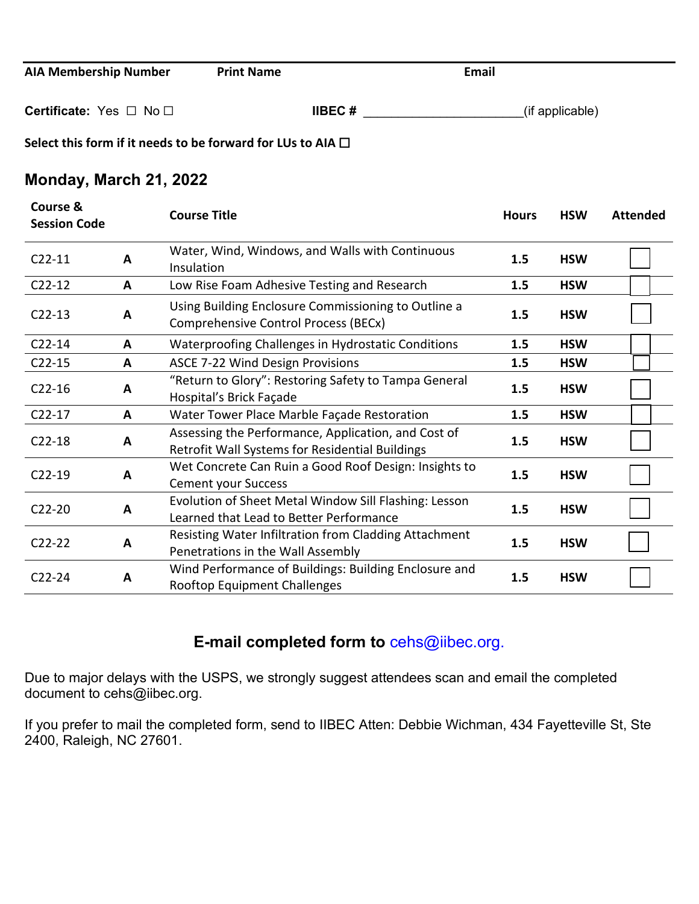**AIA Membership Number** **Print Name** **Email**

**Certificate:** Yes ☐ No ☐ **IIBEC #** ______________________(if applicable)

**Select this form if it needs to be forward for LUs to AIA ☐**

## Monday, March 21, 2022

| Course & Session Code | | Course Title | Hours | HSW | Attended |
|---|---|---|---|---|---|
| C22-11 | A | Water, Wind, Windows, and Walls with Continuous Insulation | 1.5 | HSW | ☐ |
| C22-12 | A | Low Rise Foam Adhesive Testing and Research | 1.5 | HSW | ☐ |
| C22-13 | A | Using Building Enclosure Commissioning to Outline a Comprehensive Control Process (BECx) | 1.5 | HSW | ☐ |
| C22-14 | A | Waterproofing Challenges in Hydrostatic Conditions | 1.5 | HSW | ☐ |
| C22-15 | A | ASCE 7-22 Wind Design Provisions | 1.5 | HSW | ☐ |
| C22-16 | A | "Return to Glory": Restoring Safety to Tampa General Hospital's Brick Façade | 1.5 | HSW | ☐ |
| C22-17 | A | Water Tower Place Marble Façade Restoration | 1.5 | HSW | ☐ |
| C22-18 | A | Assessing the Performance, Application, and Cost of Retrofit Wall Systems for Residential Buildings | 1.5 | HSW | ☐ |
| C22-19 | A | Wet Concrete Can Ruin a Good Roof Design: Insights to Cement your Success | 1.5 | HSW | ☐ |
| C22-20 | A | Evolution of Sheet Metal Window Sill Flashing: Lesson Learned that Lead to Better Performance | 1.5 | HSW | ☐ |
| C22-22 | A | Resisting Water Infiltration from Cladding Attachment Penetrations in the Wall Assembly | 1.5 | HSW | ☐ |
| C22-24 | A | Wind Performance of Buildings: Building Enclosure and Rooftop Equipment Challenges | 1.5 | HSW | ☐ |

**E-mail completed form to** cehs@iibec.org.

Due to major delays with the USPS, we strongly suggest attendees scan and email the completed document to cehs@iibec.org.

If you prefer to mail the completed form, send to IIBEC Atten: Debbie Wichman, 434 Fayetteville St, Ste 2400, Raleigh, NC 27601.